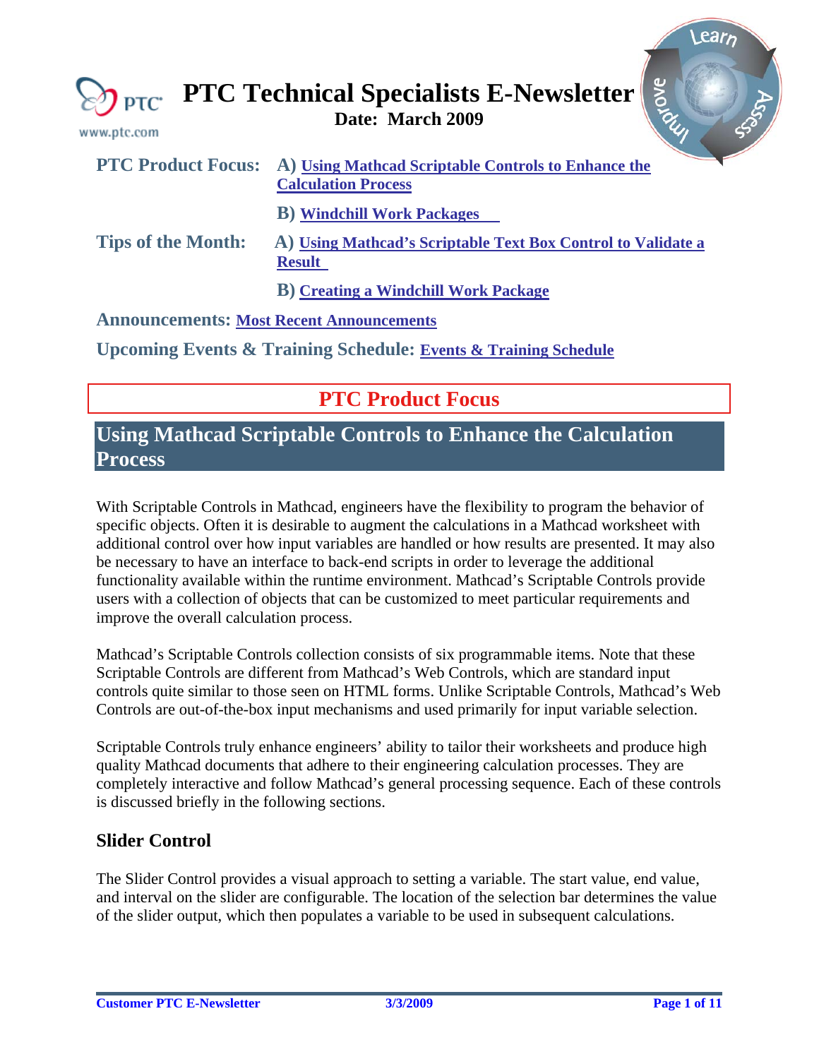# PTC Technical Specialists E-Newsletter

**Date: March 2009**

**PTC Product Focus:** **A)** **Using Mathcad Scriptable Controls to Enhance the Calculation Process**

**B)** **Windchill Work Packages**

**Tips of the Month:** **A)** **Using Mathcad's Scriptable Text Box Control to Validate a Result**

**B)** **Creating a Windchill Work Package**

**Announcements:** **Most Recent Announcements**

**Upcoming Events & Training Schedule:** **Events & Training Schedule**

## PTC Product Focus

## Using Mathcad Scriptable Controls to Enhance the Calculation Process

With Scriptable Controls in Mathcad, engineers have the flexibility to program the behavior of specific objects. Often it is desirable to augment the calculations in a Mathcad worksheet with additional control over how input variables are handled or how results are presented. It may also be necessary to have an interface to back-end scripts in order to leverage the additional functionality available within the runtime environment. Mathcad's Scriptable Controls provide users with a collection of objects that can be customized to meet particular requirements and improve the overall calculation process.

Mathcad's Scriptable Controls collection consists of six programmable items. Note that these Scriptable Controls are different from Mathcad's Web Controls, which are standard input controls quite similar to those seen on HTML forms. Unlike Scriptable Controls, Mathcad's Web Controls are out-of-the-box input mechanisms and used primarily for input variable selection.

Scriptable Controls truly enhance engineers' ability to tailor their worksheets and produce high quality Mathcad documents that adhere to their engineering calculation processes. They are completely interactive and follow Mathcad's general processing sequence. Each of these controls is discussed briefly in the following sections.

### Slider Control

The Slider Control provides a visual approach to setting a variable. The start value, end value, and interval on the slider are configurable. The location of the selection bar determines the value of the slider output, which then populates a variable to be used in subsequent calculations.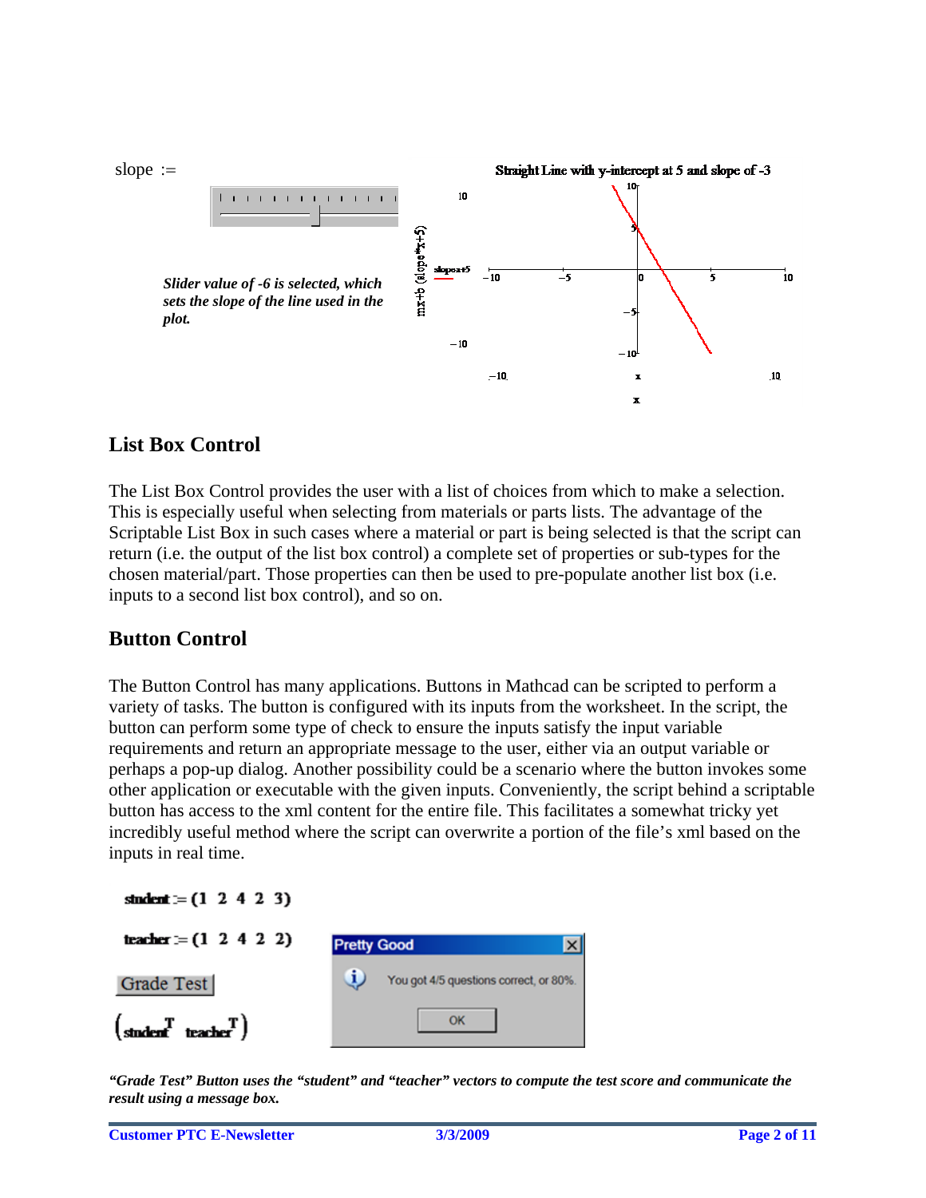slope :=

*Slider value of -6 is selected, which sets the slope of the line used in the plot.*

Straight Line with y-intercept at 5 and slope of -3

## List Box Control

The List Box Control provides the user with a list of choices from which to make a selection. This is especially useful when selecting from materials or parts lists. The advantage of the Scriptable List Box in such cases where a material or part is being selected is that the script can return (i.e. the output of the list box control) a complete set of properties or sub-types for the chosen material/part. Those properties can then be used to pre-populate another list box (i.e. inputs to a second list box control), and so on.

## Button Control

The Button Control has many applications. Buttons in Mathcad can be scripted to perform a variety of tasks. The button is configured with its inputs from the worksheet. In the script, the button can perform some type of check to ensure the inputs satisfy the input variable requirements and return an appropriate message to the user, either via an output variable or perhaps a pop-up dialog. Another possibility could be a scenario where the button invokes some other application or executable with the given inputs. Conveniently, the script behind a scriptable button has access to the xml content for the entire file. This facilitates a somewhat tricky yet incredibly useful method where the script can overwrite a portion of the file's xml based on the inputs in real time.

$student := (1\ \ 2\ \ 4\ \ 2\ \ 3)$

$teacher := (1\ \ 2\ \ 4\ \ 2\ \ 2)$

Grade Test

$(student^T\ \ teacher^T)$

Pretty Good

You got 4/5 questions correct, or 80%.

OK

*"Grade Test" Button uses the "student" and "teacher" vectors to compute the test score and communicate the result using a message box.*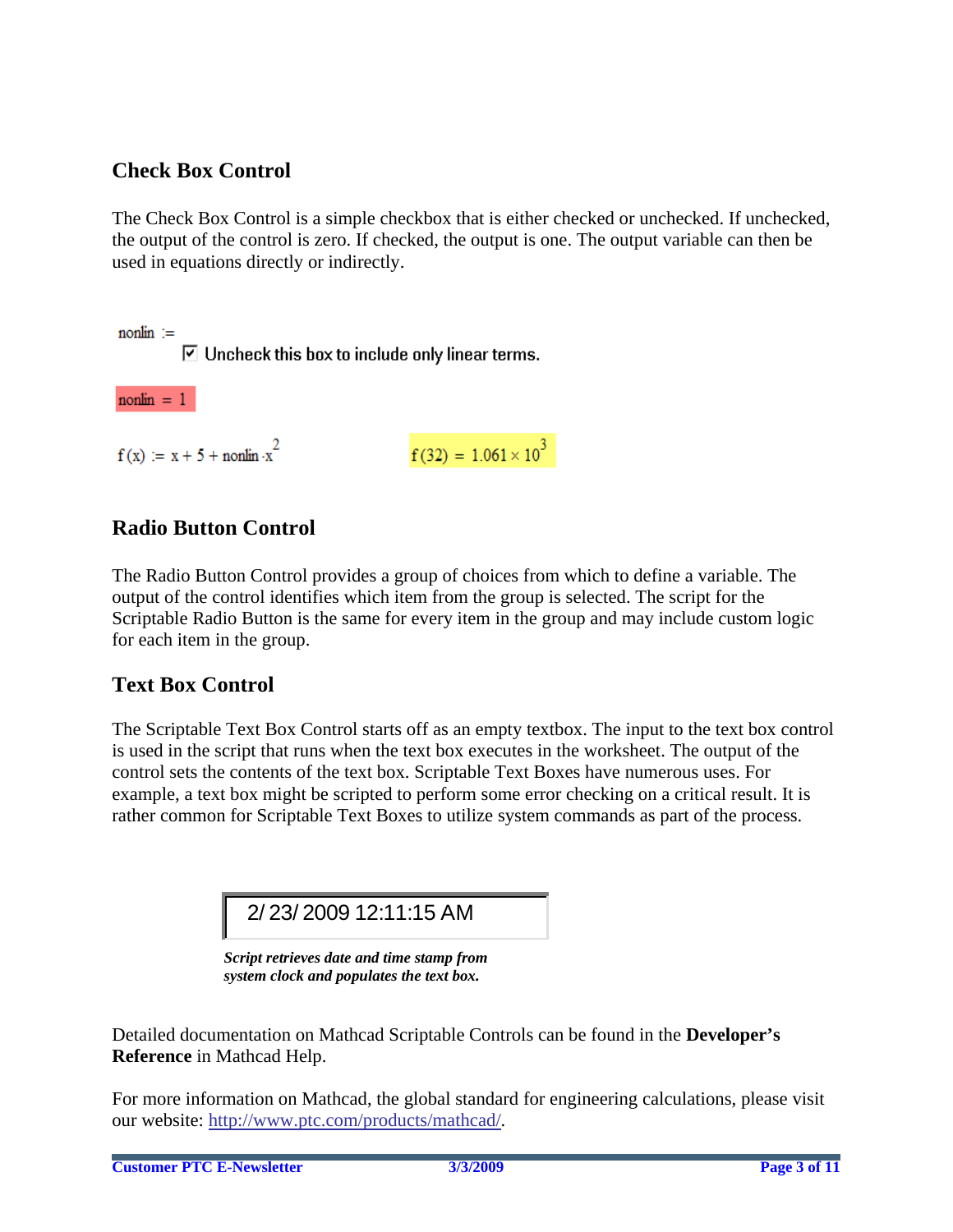## Check Box Control

The Check Box Control is a simple checkbox that is either checked or unchecked. If unchecked, the output of the control is zero. If checked, the output is one. The output variable can then be used in equations directly or indirectly.

nonlin :=

☑ Uncheck this box to include only linear terms.

$\text{nonlin} = 1$

$f(x) := x + 5 + \text{nonlin} \cdot x^2$ $\qquad f(32) = 1.061 \times 10^3$

## Radio Button Control

The Radio Button Control provides a group of choices from which to define a variable. The output of the control identifies which item from the group is selected. The script for the Scriptable Radio Button is the same for every item in the group and may include custom logic for each item in the group.

## Text Box Control

The Scriptable Text Box Control starts off as an empty textbox. The input to the text box control is used in the script that runs when the text box executes in the worksheet. The output of the control sets the contents of the text box. Scriptable Text Boxes have numerous uses. For example, a text box might be scripted to perform some error checking on a critical result. It is rather common for Scriptable Text Boxes to utilize system commands as part of the process.

2/ 23/ 2009 12:11:15 AM

***Script retrieves date and time stamp from system clock and populates the text box.***

Detailed documentation on Mathcad Scriptable Controls can be found in the **Developer's Reference** in Mathcad Help.

For more information on Mathcad, the global standard for engineering calculations, please visit our website: http://www.ptc.com/products/mathcad/.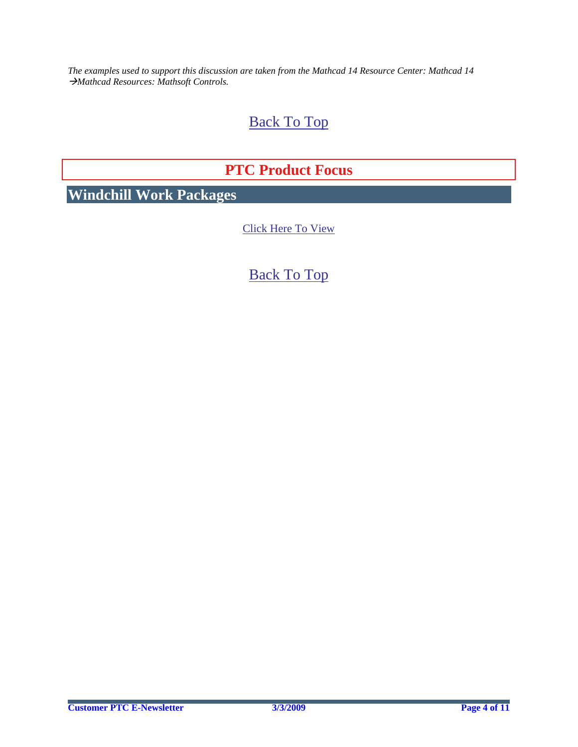*The examples used to support this discussion are taken from the Mathcad 14 Resource Center: Mathcad 14 →Mathcad Resources: Mathsoft Controls.*

[Back To Top]

## PTC Product Focus

## Windchill Work Packages

[Click Here To View]

[Back To Top]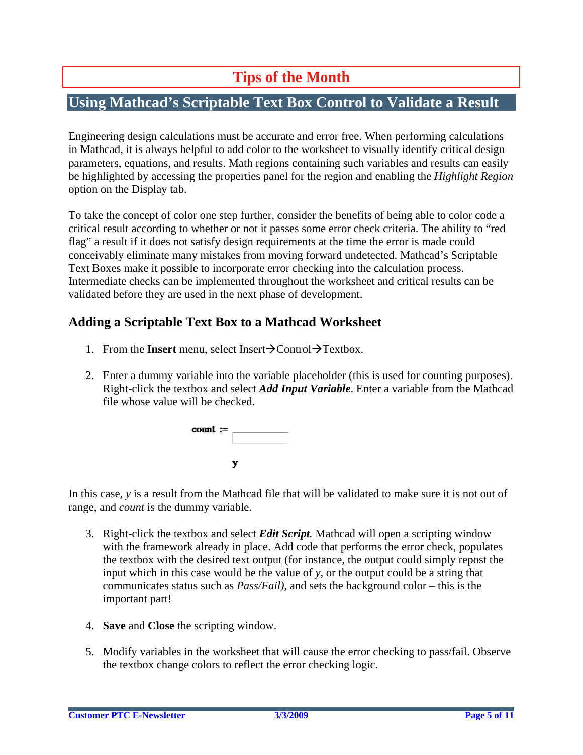# Tips of the Month

## Using Mathcad's Scriptable Text Box Control to Validate a Result

Engineering design calculations must be accurate and error free. When performing calculations in Mathcad, it is always helpful to add color to the worksheet to visually identify critical design parameters, equations, and results. Math regions containing such variables and results can easily be highlighted by accessing the properties panel for the region and enabling the *Highlight Region* option on the Display tab.

To take the concept of color one step further, consider the benefits of being able to color code a critical result according to whether or not it passes some error check criteria. The ability to "red flag" a result if it does not satisfy design requirements at the time the error is made could conceivably eliminate many mistakes from moving forward undetected. Mathcad's Scriptable Text Boxes make it possible to incorporate error checking into the calculation process. Intermediate checks can be implemented throughout the worksheet and critical results can be validated before they are used in the next phase of development.

### Adding a Scriptable Text Box to a Mathcad Worksheet

1. From the **Insert** menu, select Insert→Control→Textbox.

2. Enter a dummy variable into the variable placeholder (this is used for counting purposes). Right-click the textbox and select ***Add Input Variable***. Enter a variable from the Mathcad file whose value will be checked.

count :=

y

In this case, *y* is a result from the Mathcad file that will be validated to make sure it is not out of range, and *count* is the dummy variable.

3. Right-click the textbox and select ***Edit Script***. Mathcad will open a scripting window with the framework already in place. Add code that performs the error check, populates the textbox with the desired text output (for instance, the output could simply repost the input which in this case would be the value of *y*, or the output could be a string that communicates status such as *Pass/Fail)*, and sets the background color – this is the important part!

4. **Save** and **Close** the scripting window.

5. Modify variables in the worksheet that will cause the error checking to pass/fail. Observe the textbox change colors to reflect the error checking logic.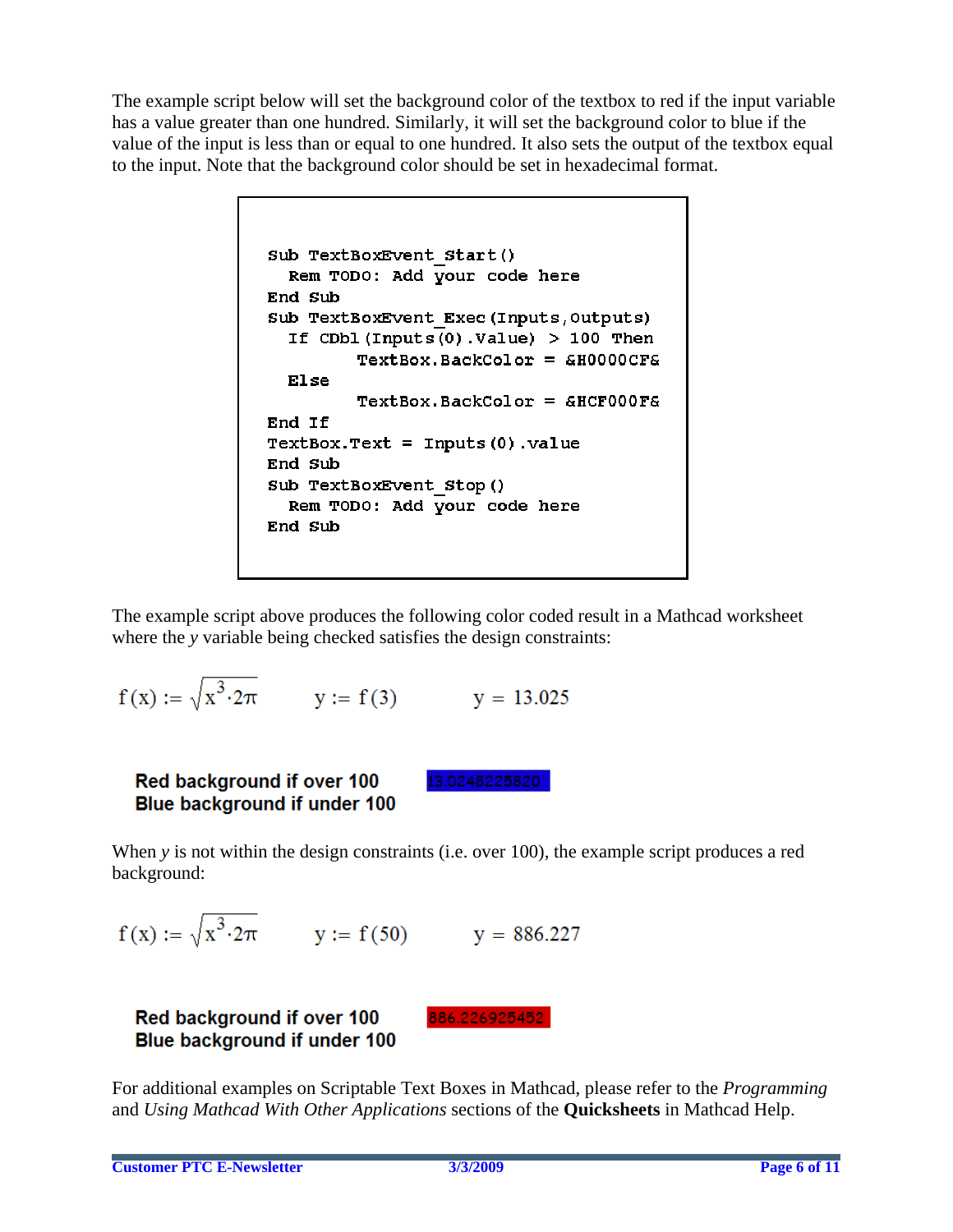The example script below will set the background color of the textbox to red if the input variable has a value greater than one hundred. Similarly, it will set the background color to blue if the value of the input is less than or equal to one hundred. It also sets the output of the textbox equal to the input. Note that the background color should be set in hexadecimal format.

```
Sub TextBoxEvent_Start()
  Rem TODO: Add your code here
End Sub
Sub TextBoxEvent_Exec(Inputs,Outputs)
  If CDbl(Inputs(0).Value) > 100 Then
        TextBox.BackColor = &H0000CF&
  Else
        TextBox.BackColor = &HCF000F&
End If
TextBox.Text = Inputs(0).value
End Sub
Sub TextBoxEvent_Stop()
  Rem TODO: Add your code here
End Sub
```

The example script above produces the following color coded result in a Mathcad worksheet where the *y* variable being checked satisfies the design constraints:

$f(x) := \sqrt{x^3 \cdot 2\pi}$ $\quad$ $y := f(3)$ $\quad$ $y = 13.025$

**Red background if over 100**
**Blue background if under 100** 13.0248225620

When *y* is not within the design constraints (i.e. over 100), the example script produces a red background:

$f(x) := \sqrt{x^3 \cdot 2\pi}$ $\quad$ $y := f(50)$ $\quad$ $y = 886.227$

**Red background if over 100**
**Blue background if under 100** 886.226925452

For additional examples on Scriptable Text Boxes in Mathcad, please refer to the *Programming* and *Using Mathcad With Other Applications* sections of the **Quicksheets** in Mathcad Help.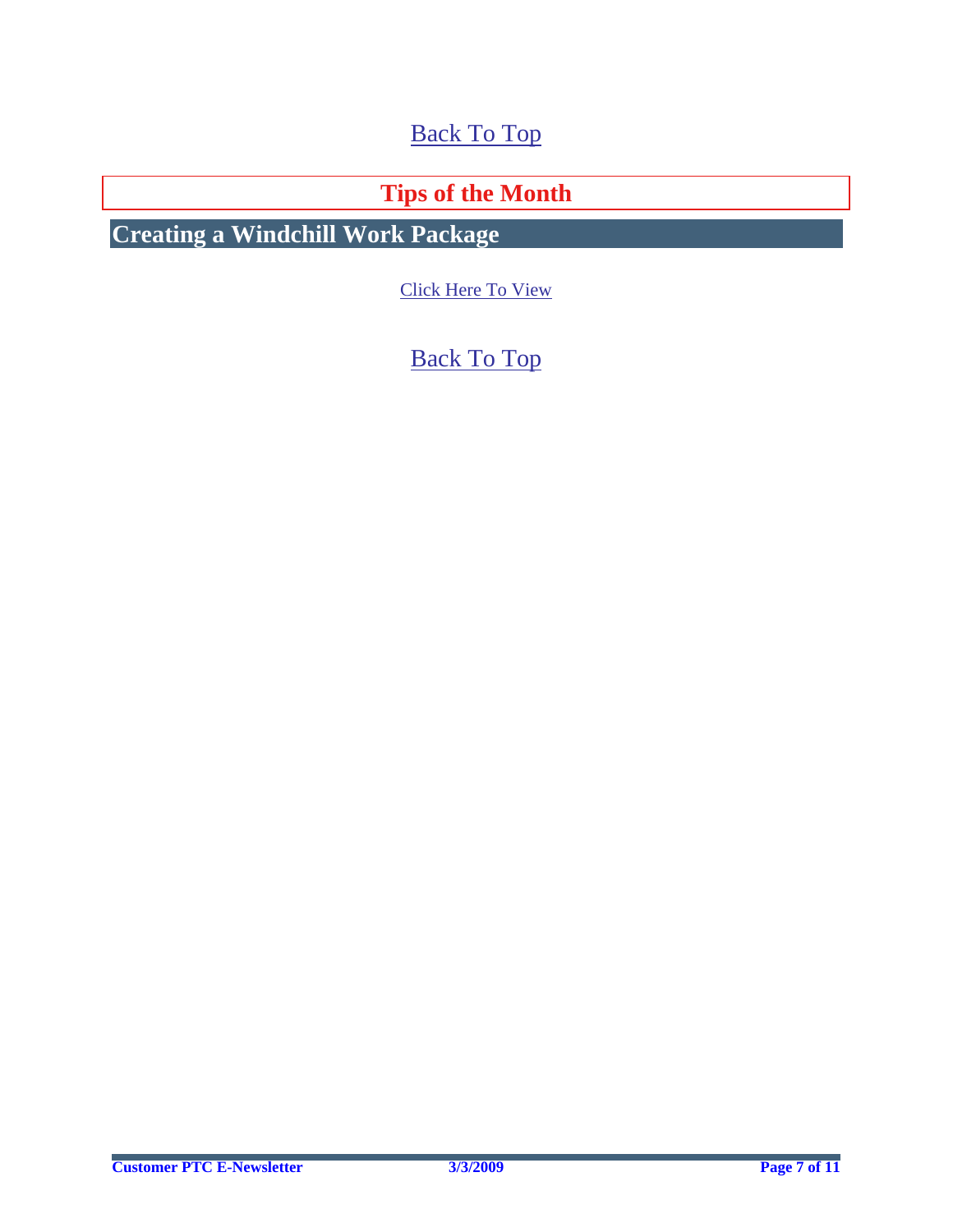Back To Top

## Tips of the Month

### Creating a Windchill Work Package

Click Here To View

Back To Top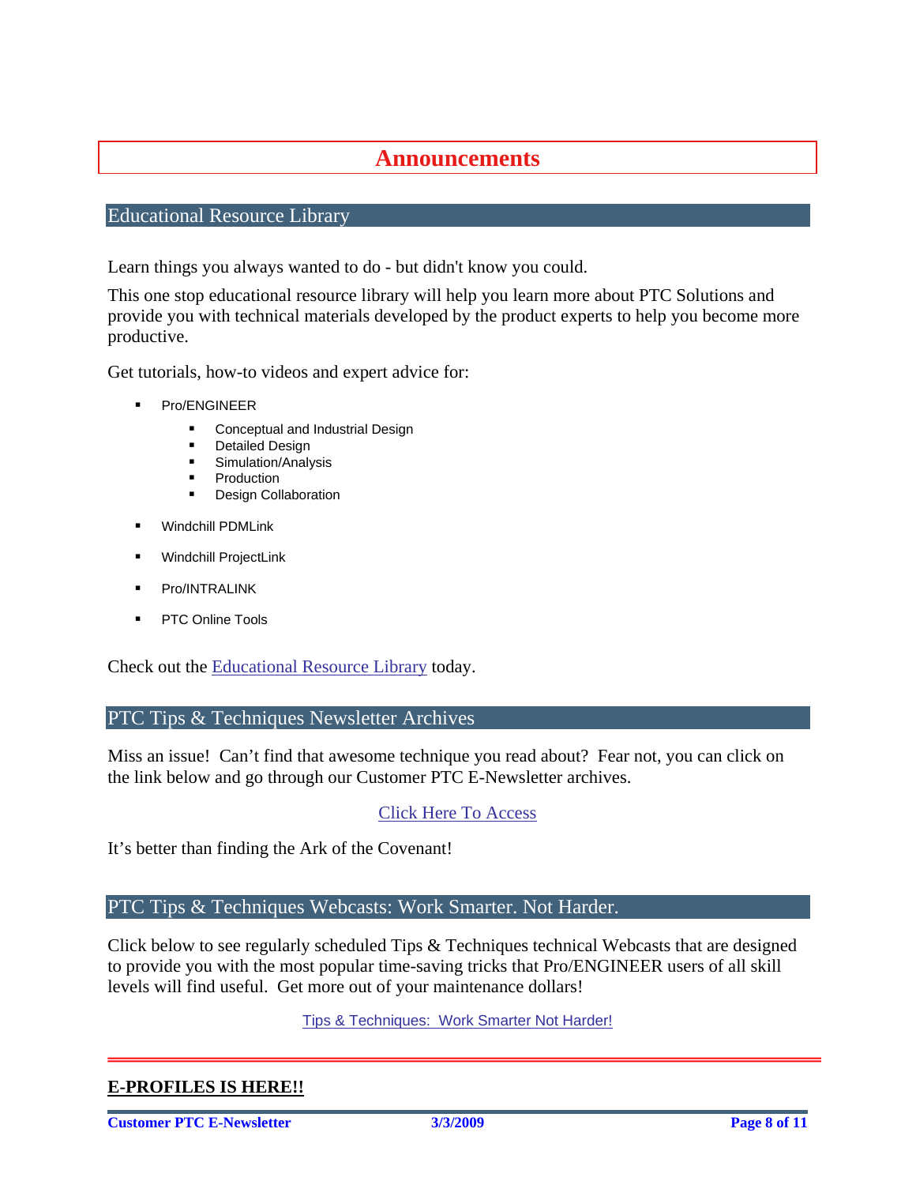# Announcements

## Educational Resource Library

Learn things you always wanted to do - but didn't know you could.

This one stop educational resource library will help you learn more about PTC Solutions and provide you with technical materials developed by the product experts to help you become more productive.

Get tutorials, how-to videos and expert advice for:

- Pro/ENGINEER
  - Conceptual and Industrial Design
  - Detailed Design
  - Simulation/Analysis
  - Production
  - Design Collaboration
- Windchill PDMLink
- Windchill ProjectLink
- Pro/INTRALINK
- PTC Online Tools

Check out the Educational Resource Library today.

## PTC Tips & Techniques Newsletter Archives

Miss an issue! Can't find that awesome technique you read about? Fear not, you can click on the link below and go through our Customer PTC E-Newsletter archives.

Click Here To Access

It's better than finding the Ark of the Covenant!

## PTC Tips & Techniques Webcasts: Work Smarter. Not Harder.

Click below to see regularly scheduled Tips & Techniques technical Webcasts that are designed to provide you with the most popular time-saving tricks that Pro/ENGINEER users of all skill levels will find useful. Get more out of your maintenance dollars!

Tips & Techniques: Work Smarter Not Harder!

---

**E-PROFILES IS HERE!!**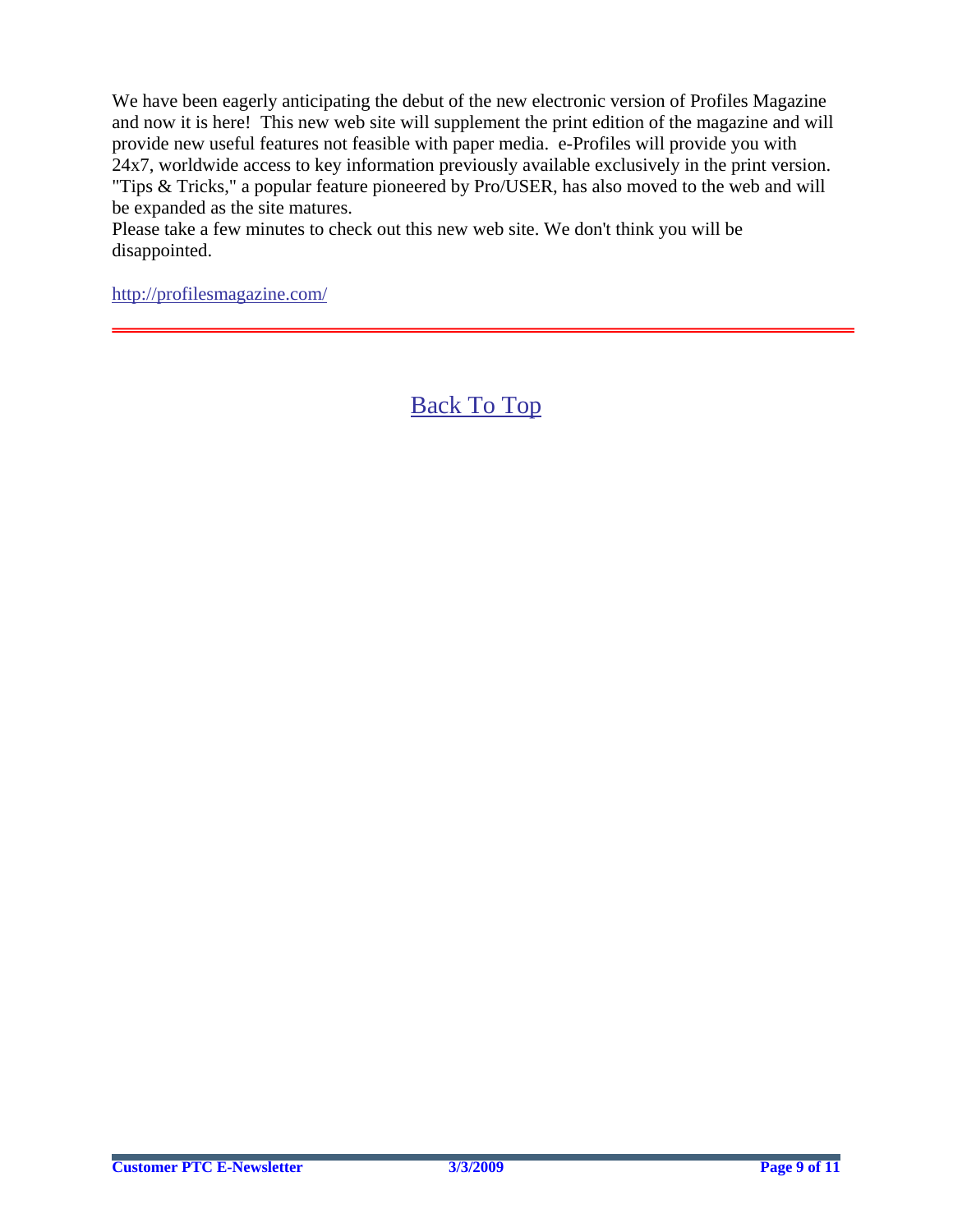We have been eagerly anticipating the debut of the new electronic version of Profiles Magazine and now it is here! This new web site will supplement the print edition of the magazine and will provide new useful features not feasible with paper media. e-Profiles will provide you with 24x7, worldwide access to key information previously available exclusively in the print version. "Tips & Tricks," a popular feature pioneered by Pro/USER, has also moved to the web and will be expanded as the site matures.
Please take a few minutes to check out this new web site. We don't think you will be disappointed.

http://profilesmagazine.com/

---

Back To Top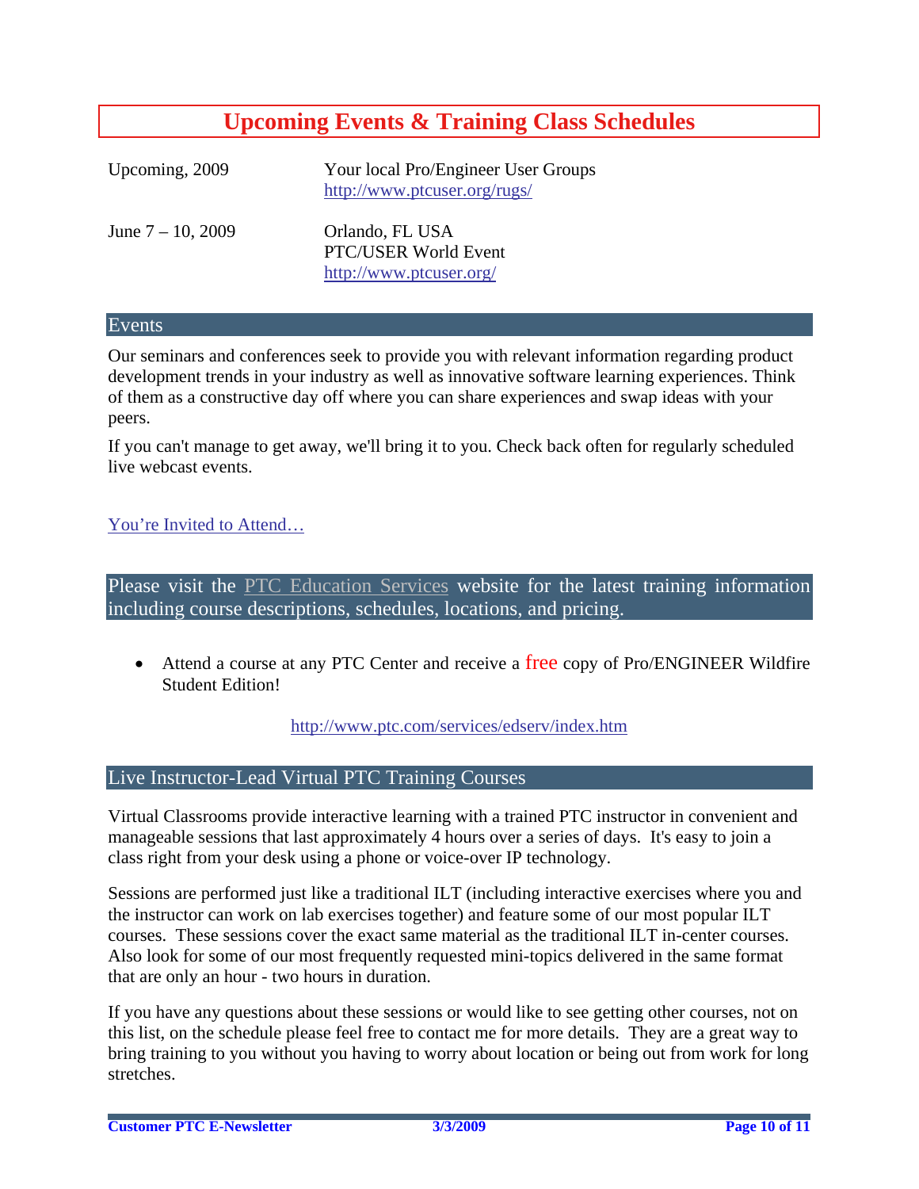# Upcoming Events & Training Class Schedules

| | |
|---|---|
| Upcoming, 2009 | Your local Pro/Engineer User Groups<br>http://www.ptcuser.org/rugs/ |
| June 7 – 10, 2009 | Orlando, FL USA<br>PTC/USER World Event<br>http://www.ptcuser.org/ |

## Events

Our seminars and conferences seek to provide you with relevant information regarding product development trends in your industry as well as innovative software learning experiences. Think of them as a constructive day off where you can share experiences and swap ideas with your peers.

If you can't manage to get away, we'll bring it to you. Check back often for regularly scheduled live webcast events.

You're Invited to Attend…

## Please visit the PTC Education Services website for the latest training information including course descriptions, schedules, locations, and pricing.

- Attend a course at any PTC Center and receive a free copy of Pro/ENGINEER Wildfire Student Edition!

http://www.ptc.com/services/edserv/index.htm

## Live Instructor-Lead Virtual PTC Training Courses

Virtual Classrooms provide interactive learning with a trained PTC instructor in convenient and manageable sessions that last approximately 4 hours over a series of days. It's easy to join a class right from your desk using a phone or voice-over IP technology.

Sessions are performed just like a traditional ILT (including interactive exercises where you and the instructor can work on lab exercises together) and feature some of our most popular ILT courses. These sessions cover the exact same material as the traditional ILT in-center courses. Also look for some of our most frequently requested mini-topics delivered in the same format that are only an hour - two hours in duration.

If you have any questions about these sessions or would like to see getting other courses, not on this list, on the schedule please feel free to contact me for more details. They are a great way to bring training to you without you having to worry about location or being out from work for long stretches.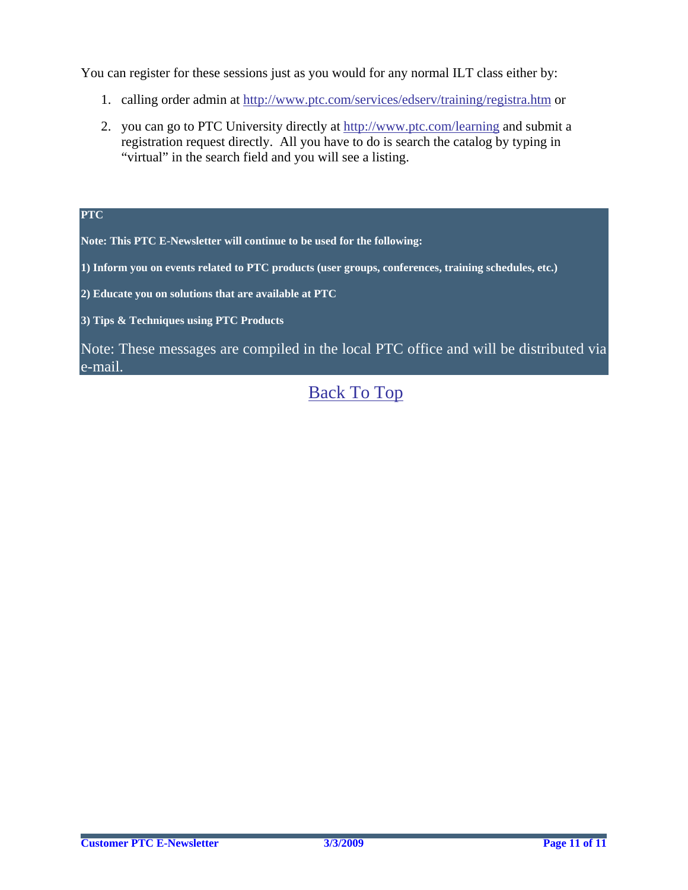You can register for these sessions just as you would for any normal ILT class either by:

1. calling order admin at http://www.ptc.com/services/edserv/training/registra.htm or

2. you can go to PTC University directly at http://www.ptc.com/learning and submit a registration request directly. All you have to do is search the catalog by typing in "virtual" in the search field and you will see a listing.

**PTC**

**Note: This PTC E-Newsletter will continue to be used for the following:**

**1) Inform you on events related to PTC products (user groups, conferences, training schedules, etc.)**

**2) Educate you on solutions that are available at PTC**

**3) Tips & Techniques using PTC Products**

Note: These messages are compiled in the local PTC office and will be distributed via e-mail.

Back To Top